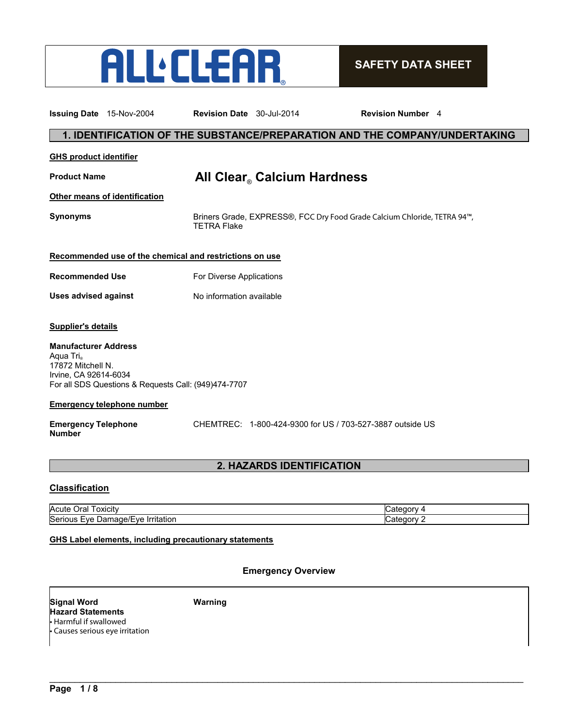**ALL CLEAR®** — **SAFETY DATA SHEET**

**Issuing Date** 15-Nov-2004 **Revision Date** 30-Jul-2014 **Revision Number** 4

## 1. IDENTIFICATION OF THE SUBSTANCE/PREPARATION AND THE COMPANY/UNDERTAKING

**GHS product identifier**

**Product Name** **All Clear® Calcium Hardness**

**Other means of identification**

**Synonyms** Briners Grade, EXPRESS®, FCC Dry Food Grade Calcium Chloride, TETRA 94™, TETRA Flake

**Recommended use of the chemical and restrictions on use**

**Recommended Use** For Diverse Applications

**Uses advised against** No information available

**Supplier's details**

**Manufacturer Address**
Aqua Tri®
17872 Mitchell N.
Irvine, CA 92614-6034
For all SDS Questions & Requests Call: (949)474-7707

**Emergency telephone number**

**Emergency Telephone Number** CHEMTREC: 1-800-424-9300 for US / 703-527-3887 outside US

## 2. HAZARDS IDENTIFICATION

**Classification**

| | |
|---|---|
| Acute Oral Toxicity | Category 4 |
| Serious Eye Damage/Eye Irritation | Category 2 |

**GHS Label elements, including precautionary statements**

### Emergency Overview

**Signal Word** **Warning**

**Hazard Statements**
- Harmful if swallowed
- Causes serious eye irritation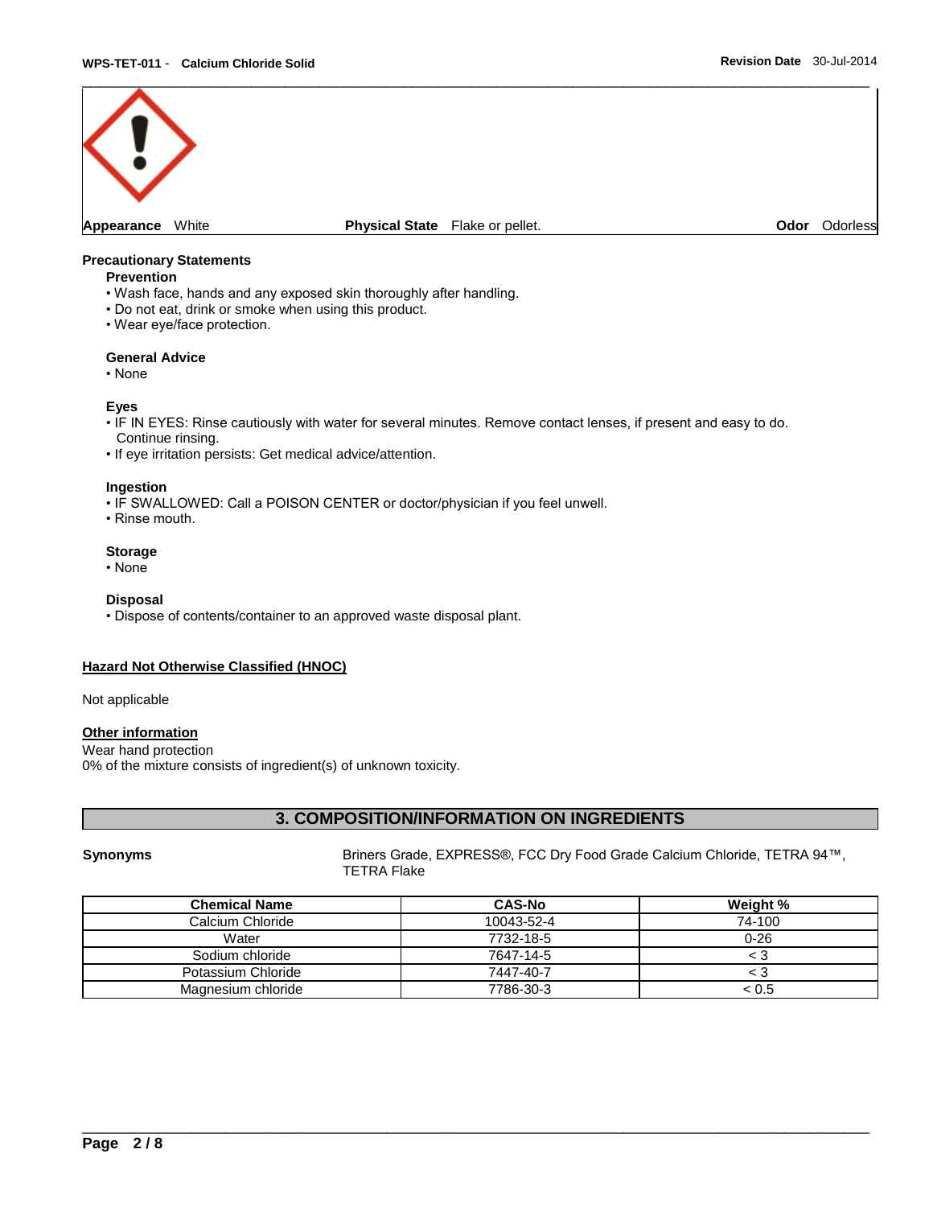**Appearance** White **Physical State** Flake or pellet. **Odor** Odorless

**Precautionary Statements**

**Prevention**

- Wash face, hands and any exposed skin thoroughly after handling.
- Do not eat, drink or smoke when using this product.
- Wear eye/face protection.

**General Advice**

- None

**Eyes**

- IF IN EYES: Rinse cautiously with water for several minutes. Remove contact lenses, if present and easy to do. Continue rinsing.
- If eye irritation persists: Get medical advice/attention.

**Ingestion**

- IF SWALLOWED: Call a POISON CENTER or doctor/physician if you feel unwell.
- Rinse mouth.

**Storage**

- None

**Disposal**

- Dispose of contents/container to an approved waste disposal plant.

**Hazard Not Otherwise Classified (HNOC)**

Not applicable

**Other information**

Wear hand protection
0% of the mixture consists of ingredient(s) of unknown toxicity.

## 3. COMPOSITION/INFORMATION ON INGREDIENTS

**Synonyms** Briners Grade, EXPRESS®, FCC Dry Food Grade Calcium Chloride, TETRA 94™, TETRA Flake

| Chemical Name | CAS-No | Weight % |
|---|---|---|
| Calcium Chloride | 10043-52-4 | 74-100 |
| Water | 7732-18-5 | 0-26 |
| Sodium chloride | 7647-14-5 | < 3 |
| Potassium Chloride | 7447-40-7 | < 3 |
| Magnesium chloride | 7786-30-3 | < 0.5 |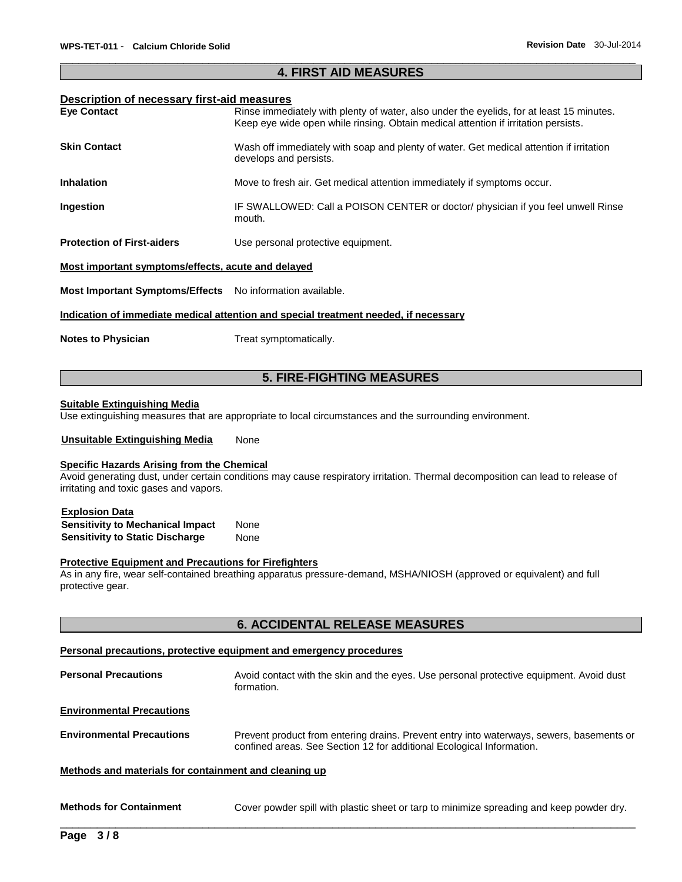## 4. FIRST AID MEASURES

### Description of necessary first-aid measures

**Eye Contact** Rinse immediately with plenty of water, also under the eyelids, for at least 15 minutes. Keep eye wide open while rinsing. Obtain medical attention if irritation persists.

**Skin Contact** Wash off immediately with soap and plenty of water. Get medical attention if irritation develops and persists.

**Inhalation** Move to fresh air. Get medical attention immediately if symptoms occur.

**Ingestion** IF SWALLOWED: Call a POISON CENTER or doctor/ physician if you feel unwell Rinse mouth.

**Protection of First-aiders** Use personal protective equipment.

### Most important symptoms/effects, acute and delayed

**Most Important Symptoms/Effects** No information available.

### Indication of immediate medical attention and special treatment needed, if necessary

**Notes to Physician** Treat symptomatically.

## 5. FIRE-FIGHTING MEASURES

**Suitable Extinguishing Media**

Use extinguishing measures that are appropriate to local circumstances and the surrounding environment.

**Unsuitable Extinguishing Media** None

**Specific Hazards Arising from the Chemical**

Avoid generating dust, under certain conditions may cause respiratory irritation. Thermal decomposition can lead to release of irritating and toxic gases and vapors.

**Explosion Data**

**Sensitivity to Mechanical Impact** None

**Sensitivity to Static Discharge** None

**Protective Equipment and Precautions for Firefighters**

As in any fire, wear self-contained breathing apparatus pressure-demand, MSHA/NIOSH (approved or equivalent) and full protective gear.

## 6. ACCIDENTAL RELEASE MEASURES

### Personal precautions, protective equipment and emergency procedures

**Personal Precautions** Avoid contact with the skin and the eyes. Use personal protective equipment. Avoid dust formation.

### Environmental Precautions

**Environmental Precautions** Prevent product from entering drains. Prevent entry into waterways, sewers, basements or confined areas. See Section 12 for additional Ecological Information.

### Methods and materials for containment and cleaning up

**Methods for Containment** Cover powder spill with plastic sheet or tarp to minimize spreading and keep powder dry.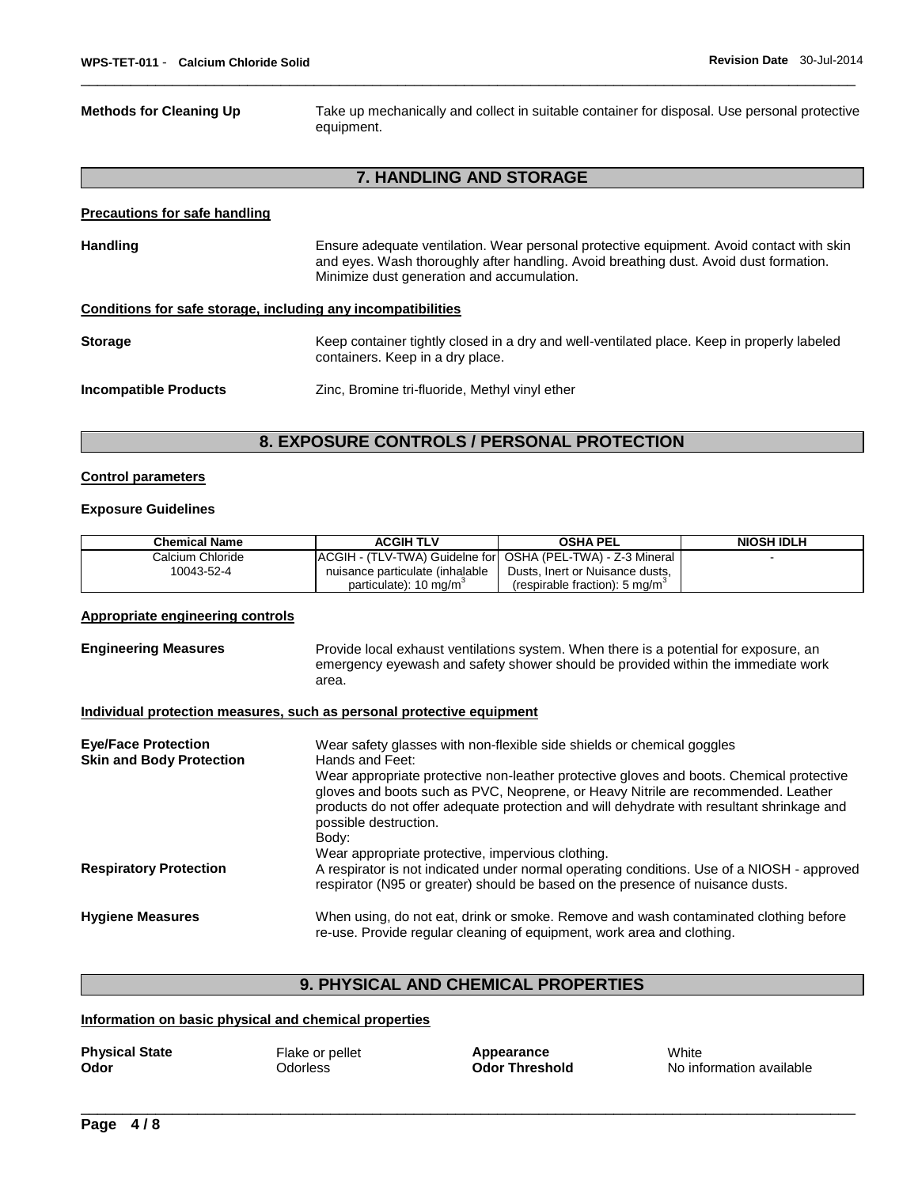**Methods for Cleaning Up** Take up mechanically and collect in suitable container for disposal. Use personal protective equipment.

## 7. HANDLING AND STORAGE

**Precautions for safe handling**

**Handling** Ensure adequate ventilation. Wear personal protective equipment. Avoid contact with skin and eyes. Wash thoroughly after handling. Avoid breathing dust. Avoid dust formation. Minimize dust generation and accumulation.

**Conditions for safe storage, including any incompatibilities**

**Storage** Keep container tightly closed in a dry and well-ventilated place. Keep in properly labeled containers. Keep in a dry place.

**Incompatible Products** Zinc, Bromine tri-fluoride, Methyl vinyl ether

## 8. EXPOSURE CONTROLS / PERSONAL PROTECTION

**Control parameters**

**Exposure Guidelines**

| Chemical Name | ACGIH TLV | OSHA PEL | NIOSH IDLH |
|---|---|---|---|
| Calcium Chloride 10043-52-4 | ACGIH - (TLV-TWA) Guidelne for nuisance particulate (inhalable particulate): 10 mg/m$^3$ | OSHA (PEL-TWA) - Z-3 Mineral Dusts, Inert or Nuisance dusts, (respirable fraction): 5 mg/m$^3$ | - |

**Appropriate engineering controls**

**Engineering Measures** Provide local exhaust ventilations system. When there is a potential for exposure, an emergency eyewash and safety shower should be provided within the immediate work area.

**Individual protection measures, such as personal protective equipment**

**Eye/Face Protection** Wear safety glasses with non-flexible side shields or chemical goggles

**Skin and Body Protection** Hands and Feet:
Wear appropriate protective non-leather protective gloves and boots. Chemical protective gloves and boots such as PVC, Neoprene, or Heavy Nitrile are recommended. Leather products do not offer adequate protection and will dehydrate with resultant shrinkage and possible destruction.
Body:
Wear appropriate protective, impervious clothing.

**Respiratory Protection** A respirator is not indicated under normal operating conditions. Use of a NIOSH - approved respirator (N95 or greater) should be based on the presence of nuisance dusts.

**Hygiene Measures** When using, do not eat, drink or smoke. Remove and wash contaminated clothing before re-use. Provide regular cleaning of equipment, work area and clothing.

## 9. PHYSICAL AND CHEMICAL PROPERTIES

**Information on basic physical and chemical properties**

**Physical State** Flake or pellet  
**Odor** Odorless  
**Appearance** White  
**Odor Threshold** No information available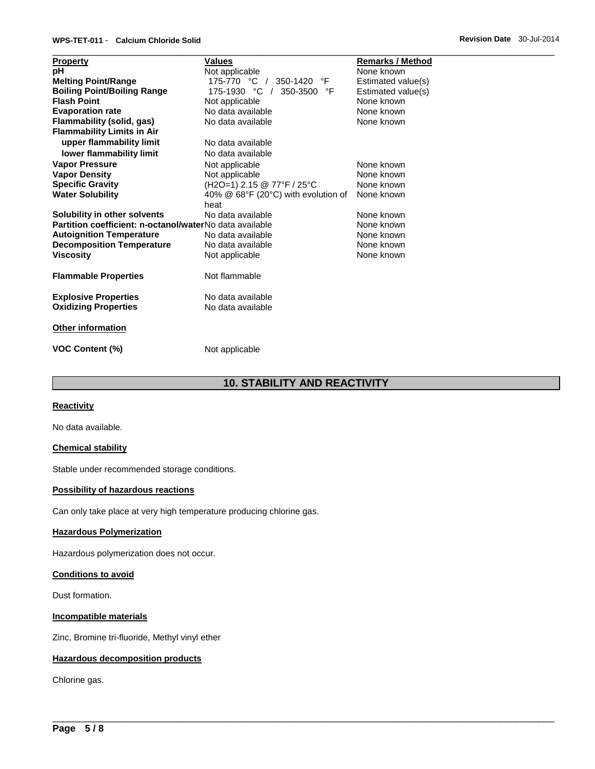| Property | Values | Remarks / Method |
|---|---|---|
| **pH** | Not applicable | None known |
| **Melting Point/Range** | 175-770 °C / 350-1420 °F | Estimated value(s) |
| **Boiling Point/Boiling Range** | 175-1930 °C / 350-3500 °F | Estimated value(s) |
| **Flash Point** | Not applicable | None known |
| **Evaporation rate** | No data available | None known |
| **Flammability (solid, gas)** | No data available | None known |
| **Flammability Limits in Air** | | |
| **upper flammability limit** | No data available | |
| **lower flammability limit** | No data available | |
| **Vapor Pressure** | Not applicable | None known |
| **Vapor Density** | Not applicable | None known |
| **Specific Gravity** | ($H_2O$=1) 2.15 @ 77°F / 25°C | None known |
| **Water Solubility** | 40% @ 68°F (20°C) with evolution of heat | None known |
| **Solubility in other solvents** | No data available | None known |
| **Partition coefficient: n-octanol/water** | No data available | None known |
| **Autoignition Temperature** | No data available | None known |
| **Decomposition Temperature** | No data available | None known |
| **Viscosity** | Not applicable | None known |
| **Flammable Properties** | Not flammable | |
| **Explosive Properties** | No data available | |
| **Oxidizing Properties** | No data available | |

**Other information**

**VOC Content (%)** Not applicable

## 10. STABILITY AND REACTIVITY

**Reactivity**

No data available.

**Chemical stability**

Stable under recommended storage conditions.

**Possibility of hazardous reactions**

Can only take place at very high temperature producing chlorine gas.

**Hazardous Polymerization**

Hazardous polymerization does not occur.

**Conditions to avoid**

Dust formation.

**Incompatible materials**

Zinc, Bromine tri-fluoride, Methyl vinyl ether

**Hazardous decomposition products**

Chlorine gas.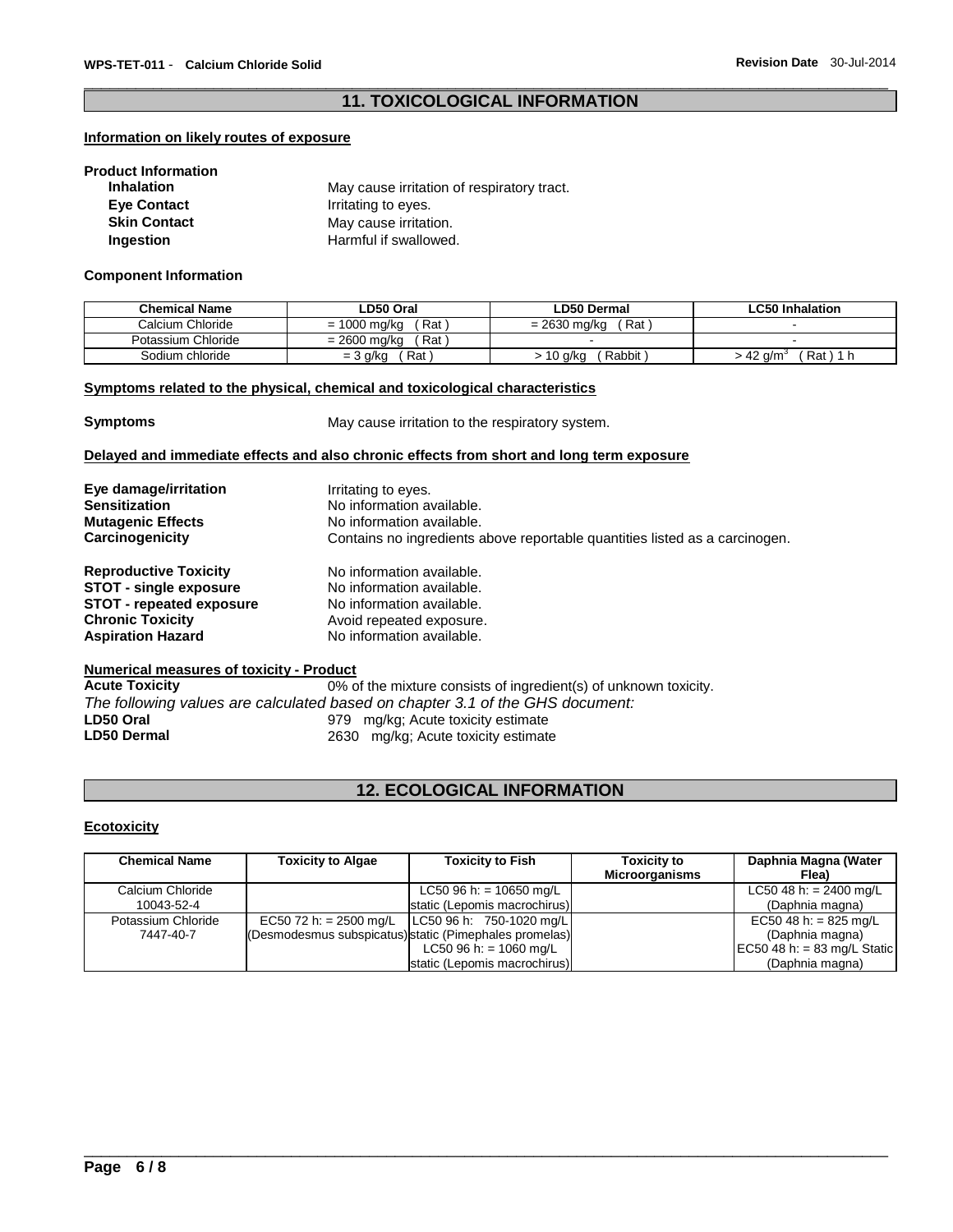## 11. TOXICOLOGICAL INFORMATION

**Information on likely routes of exposure**

**Product Information**

**Inhalation** May cause irritation of respiratory tract.
**Eye Contact** Irritating to eyes.
**Skin Contact** May cause irritation.
**Ingestion** Harmful if swallowed.

**Component Information**

| Chemical Name | LD50 Oral | LD50 Dermal | LC50 Inhalation |
|---|---|---|---|
| Calcium Chloride | = 1000 mg/kg ( Rat ) | = 2630 mg/kg ( Rat ) | - |
| Potassium Chloride | = 2600 mg/kg ( Rat ) | - | - |
| Sodium chloride | = 3 g/kg ( Rat ) | > 10 g/kg ( Rabbit ) | > 42 $g/m^3$ ( Rat ) 1 h |

**Symptoms related to the physical, chemical and toxicological characteristics**

**Symptoms** May cause irritation to the respiratory system.

**Delayed and immediate effects and also chronic effects from short and long term exposure**

**Eye damage/irritation** Irritating to eyes.
**Sensitization** No information available.
**Mutagenic Effects** No information available.
**Carcinogenicity** Contains no ingredients above reportable quantities listed as a carcinogen.

**Reproductive Toxicity** No information available.
**STOT - single exposure** No information available.
**STOT - repeated exposure** No information available.
**Chronic Toxicity** Avoid repeated exposure.
**Aspiration Hazard** No information available.

**Numerical measures of toxicity - Product**

**Acute Toxicity** 0% of the mixture consists of ingredient(s) of unknown toxicity.

*The following values are calculated based on chapter 3.1 of the GHS document:*

**LD50 Oral** 979 mg/kg; Acute toxicity estimate
**LD50 Dermal** 2630 mg/kg; Acute toxicity estimate

## 12. ECOLOGICAL INFORMATION

**Ecotoxicity**

| Chemical Name | Toxicity to Algae | Toxicity to Fish | Toxicity to Microorganisms | Daphnia Magna (Water Flea) |
|---|---|---|---|---|
| Calcium Chloride 10043-52-4 | | LC50 96 h: = 10650 mg/L static (Lepomis macrochirus) | | LC50 48 h: = 2400 mg/L (Daphnia magna) |
| Potassium Chloride 7447-40-7 | EC50 72 h: = 2500 mg/L (Desmodesmus subspicatus) | LC50 96 h: 750-1020 mg/L static (Pimephales promelas) LC50 96 h: = 1060 mg/L static (Lepomis macrochirus) | | EC50 48 h: = 825 mg/L (Daphnia magna) EC50 48 h: = 83 mg/L Static (Daphnia magna) |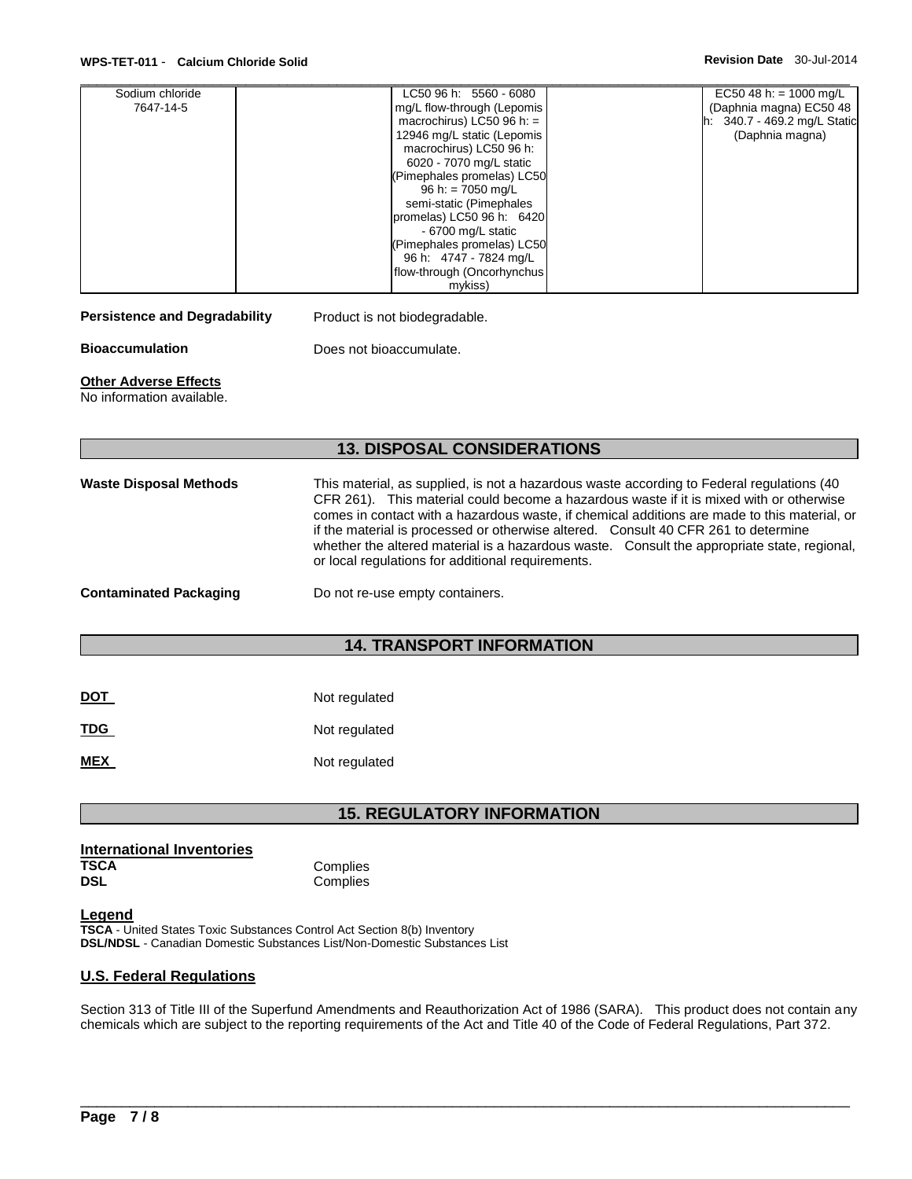| | | | | |
|---|---|---|---|---|
| Sodium chloride 7647-14-5 | | LC50 96 h: 5560 - 6080 mg/L flow-through (Lepomis macrochirus) LC50 96 h: = 12946 mg/L static (Lepomis macrochirus) LC50 96 h: 6020 - 7070 mg/L static (Pimephales promelas) LC50 96 h: = 7050 mg/L semi-static (Pimephales promelas) LC50 96 h: 6420 - 6700 mg/L static (Pimephales promelas) LC50 96 h: 4747 - 7824 mg/L flow-through (Oncorhynchus mykiss) | | EC50 48 h: = 1000 mg/L (Daphnia magna) EC50 48 h: 340.7 - 469.2 mg/L Static (Daphnia magna) |

**Persistence and Degradability** Product is not biodegradable.

**Bioaccumulation** Does not bioaccumulate.

**Other Adverse Effects**
No information available.

## 13. DISPOSAL CONSIDERATIONS

**Waste Disposal Methods** This material, as supplied, is not a hazardous waste according to Federal regulations (40 CFR 261). This material could become a hazardous waste if it is mixed with or otherwise comes in contact with a hazardous waste, if chemical additions are made to this material, or if the material is processed or otherwise altered. Consult 40 CFR 261 to determine whether the altered material is a hazardous waste. Consult the appropriate state, regional, or local regulations for additional requirements.

**Contaminated Packaging** Do not re-use empty containers.

## 14. TRANSPORT INFORMATION

**DOT** Not regulated

**TDG** Not regulated

**MEX** Not regulated

## 15. REGULATORY INFORMATION

**International Inventories**

**TSCA** Complies
**DSL** Complies

**Legend**

**TSCA** - United States Toxic Substances Control Act Section 8(b) Inventory
**DSL/NDSL** - Canadian Domestic Substances List/Non-Domestic Substances List

**U.S. Federal Regulations**

Section 313 of Title III of the Superfund Amendments and Reauthorization Act of 1986 (SARA). This product does not contain any chemicals which are subject to the reporting requirements of the Act and Title 40 of the Code of Federal Regulations, Part 372.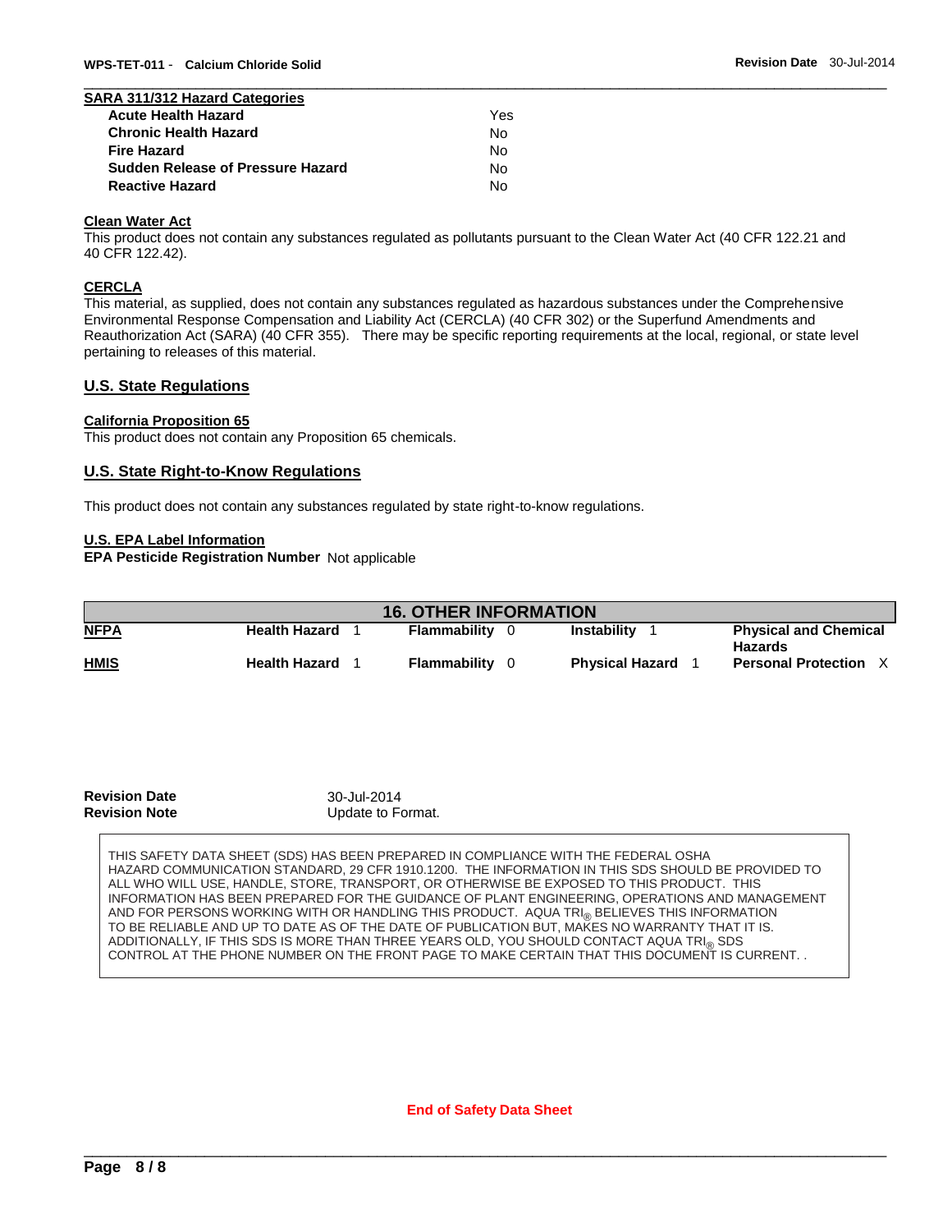**SARA 311/312 Hazard Categories**

| | |
|---|---|
| **Acute Health Hazard** | Yes |
| **Chronic Health Hazard** | No |
| **Fire Hazard** | No |
| **Sudden Release of Pressure Hazard** | No |
| **Reactive Hazard** | No |

**Clean Water Act**

This product does not contain any substances regulated as pollutants pursuant to the Clean Water Act (40 CFR 122.21 and 40 CFR 122.42).

**CERCLA**

This material, as supplied, does not contain any substances regulated as hazardous substances under the Comprehensive Environmental Response Compensation and Liability Act (CERCLA) (40 CFR 302) or the Superfund Amendments and Reauthorization Act (SARA) (40 CFR 355). There may be specific reporting requirements at the local, regional, or state level pertaining to releases of this material.

## U.S. State Regulations

**California Proposition 65**

This product does not contain any Proposition 65 chemicals.

## U.S. State Right-to-Know Regulations

This product does not contain any substances regulated by state right-to-know regulations.

**U.S. EPA Label Information**

**EPA Pesticide Registration Number** Not applicable

## 16. OTHER INFORMATION

| | | | | |
|---|---|---|---|---|
| **NFPA** | **Health Hazard** 1 | **Flammability** 0 | **Instability** 1 | **Physical and Chemical Hazards** |
| **HMIS** | **Health Hazard** 1 | **Flammability** 0 | **Physical Hazard** 1 | **Personal Protection** X |

**Revision Date** 30-Jul-2014
**Revision Note** Update to Format.

THIS SAFETY DATA SHEET (SDS) HAS BEEN PREPARED IN COMPLIANCE WITH THE FEDERAL OSHA HAZARD COMMUNICATION STANDARD, 29 CFR 1910.1200. THE INFORMATION IN THIS SDS SHOULD BE PROVIDED TO ALL WHO WILL USE, HANDLE, STORE, TRANSPORT, OR OTHERWISE BE EXPOSED TO THIS PRODUCT. THIS INFORMATION HAS BEEN PREPARED FOR THE GUIDANCE OF PLANT ENGINEERING, OPERATIONS AND MANAGEMENT AND FOR PERSONS WORKING WITH OR HANDLING THIS PRODUCT. AQUA TRI® BELIEVES THIS INFORMATION TO BE RELIABLE AND UP TO DATE AS OF THE DATE OF PUBLICATION BUT, MAKES NO WARRANTY THAT IT IS. ADDITIONALLY, IF THIS SDS IS MORE THAN THREE YEARS OLD, YOU SHOULD CONTACT AQUA TRI® SDS CONTROL AT THE PHONE NUMBER ON THE FRONT PAGE TO MAKE CERTAIN THAT THIS DOCUMENT IS CURRENT. .

**End of Safety Data Sheet**